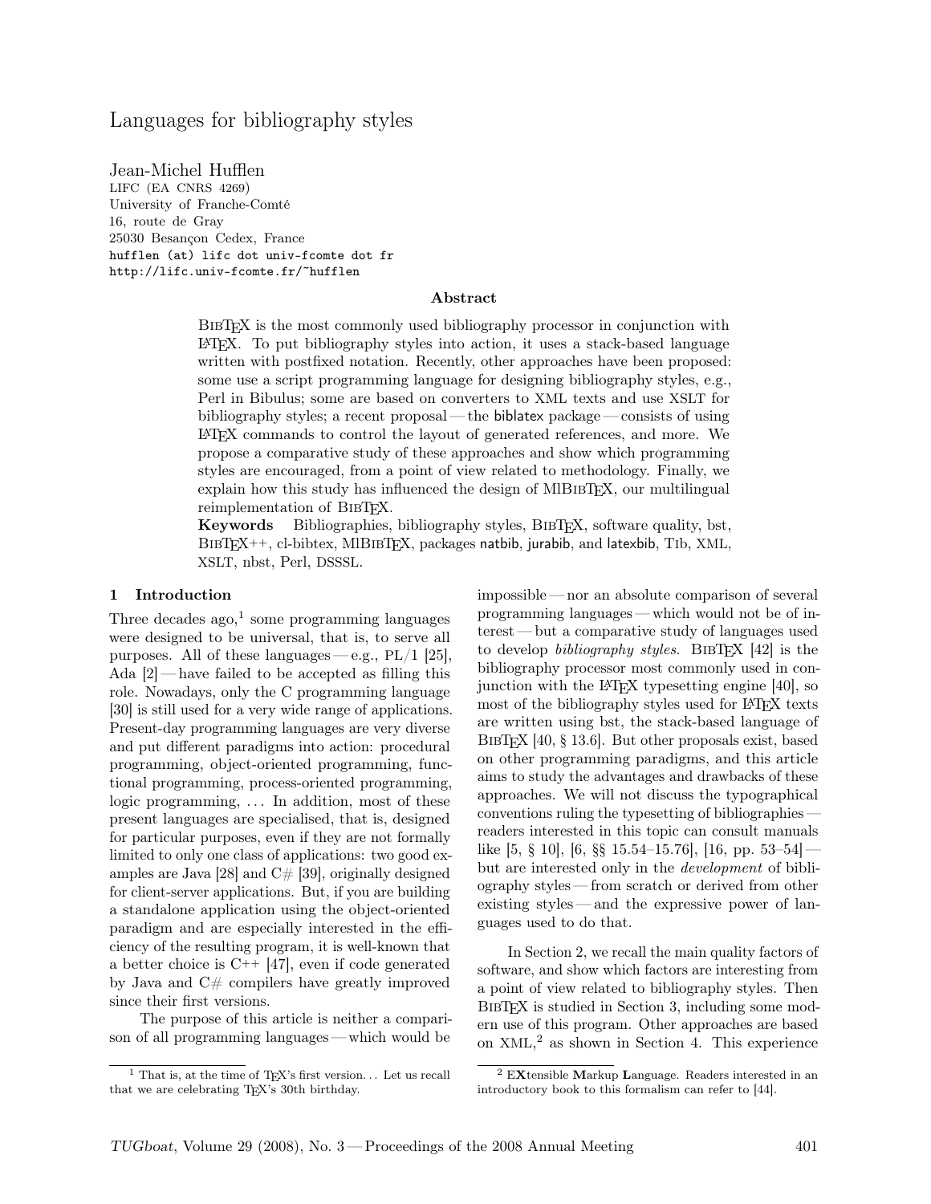# Languages for bibliography styles

Jean-Michel Hufflen
LIFC (EA CNRS 4269)
University of Franche-Comté
16, route de Gray
25030 Besançon Cedex, France
hufflen (at) lifc dot univ-fcomte dot fr
http://lifc.univ-fcomte.fr/~hufflen

### Abstract

BibTeX is the most commonly used bibliography processor in conjunction with LaTeX. To put bibliography styles into action, it uses a stack-based language written with postfixed notation. Recently, other approaches have been proposed: some use a script programming language for designing bibliography styles, e.g., Perl in Bibulus; some are based on converters to XML texts and use XSLT for bibliography styles; a recent proposal — the biblatex package — consists of using LaTeX commands to control the layout of generated references, and more. We propose a comparative study of these approaches and show which programming styles are encouraged, from a point of view related to methodology. Finally, we explain how this study has influenced the design of MlBibTeX, our multilingual reimplementation of BibTeX.

**Keywords** Bibliographies, bibliography styles, BibTeX, software quality, bst, BibTeX++, cl-bibtex, MlBibTeX, packages natbib, jurabib, and latexbib, TIb, XML, XSLT, nbst, Perl, DSSSL.

## 1 Introduction

Three decades ago,[1] some programming languages were designed to be universal, that is, to serve all purposes. All of these languages — e.g., PL/1 [25], Ada [2] — have failed to be accepted as filling this role. Nowadays, only the C programming language [30] is still used for a very wide range of applications. Present-day programming languages are very diverse and put different paradigms into action: procedural programming, object-oriented programming, functional programming, process-oriented programming, logic programming, ... In addition, most of these present languages are specialised, that is, designed for particular purposes, even if they are not formally limited to only one class of applications: two good examples are Java [28] and C# [39], originally designed for client-server applications. But, if you are building a standalone application using the object-oriented paradigm and are especially interested in the efficiency of the resulting program, it is well-known that a better choice is C++ [47], even if code generated by Java and C# compilers have greatly improved since their first versions.

The purpose of this article is neither a comparison of all programming languages — which would be impossible — nor an absolute comparison of several programming languages — which would not be of interest — but a comparative study of languages used to develop *bibliography styles*. BibTeX [42] is the bibliography processor most commonly used in conjunction with the LaTeX typesetting engine [40], so most of the bibliography styles used for LaTeX texts are written using bst, the stack-based language of BibTeX [40, § 13.6]. But other proposals exist, based on other programming paradigms, and this article aims to study the advantages and drawbacks of these approaches. We will not discuss the typographical conventions ruling the typesetting of bibliographies — readers interested in this topic can consult manuals like [5, § 10], [6, §§ 15.54–15.76], [16, pp. 53–54] — but are interested only in the *development* of bibliography styles — from scratch or derived from other existing styles — and the expressive power of languages used to do that.

In Section 2, we recall the main quality factors of software, and show which factors are interesting from a point of view related to bibliography styles. Then BibTeX is studied in Section 3, including some modern use of this program. Other approaches are based on XML,[2] as shown in Section 4. This experience

[1] That is, at the time of TeX's first version... Let us recall that we are celebrating TeX's 30th birthday.

[2] E**X**tensible **M**arkup **L**anguage. Readers interested in an introductory book to this formalism can refer to [44].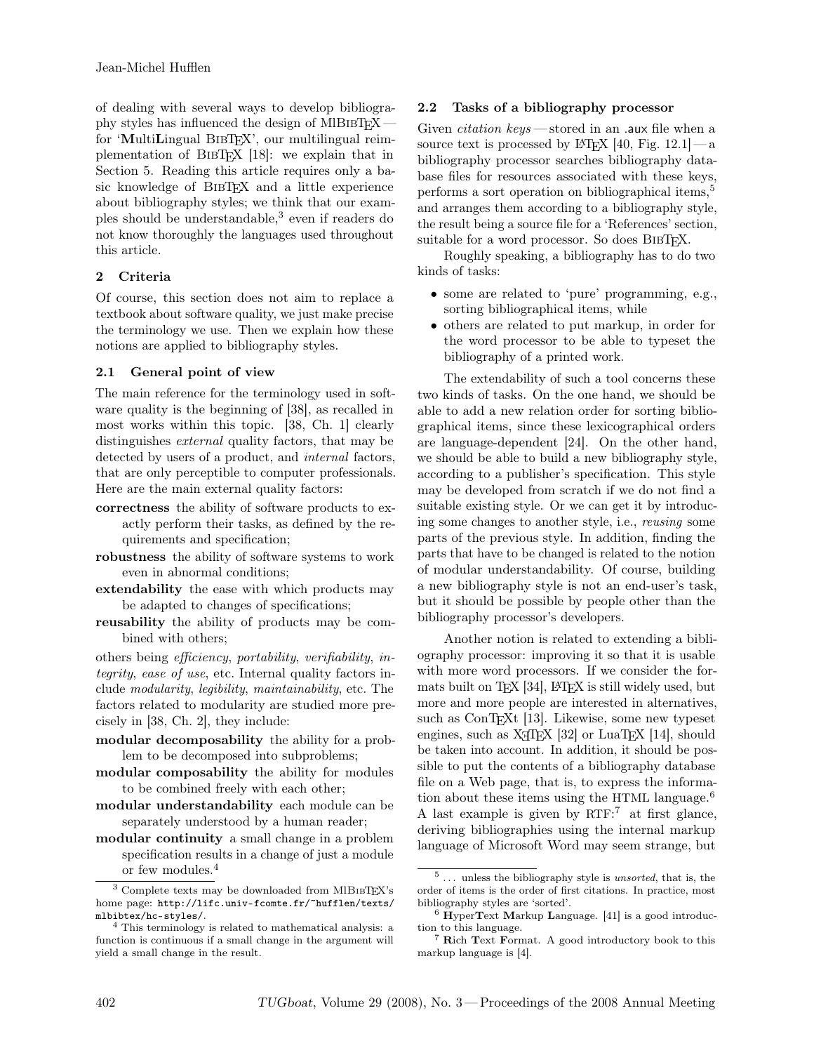of dealing with several ways to develop bibliography styles has influenced the design of MlBibTeX — for '**M**ulti**L**ingual BibTeX', our multilingual reimplementation of BibTeX [18]: we explain that in Section 5. Reading this article requires only a basic knowledge of BibTeX and a little experience about bibliography styles; we think that our examples should be understandable,[3] even if readers do not know thoroughly the languages used throughout this article.

## 2 Criteria

Of course, this section does not aim to replace a textbook about software quality, we just make precise the terminology we use. Then we explain how these notions are applied to bibliography styles.

### 2.1 General point of view

The main reference for the terminology used in software quality is the beginning of [38], as recalled in most works within this topic. [38, Ch. 1] clearly distinguishes *external* quality factors, that may be detected by users of a product, and *internal* factors, that are only perceptible to computer professionals. Here are the main external quality factors:

**correctness** the ability of software products to exactly perform their tasks, as defined by the requirements and specification;

**robustness** the ability of software systems to work even in abnormal conditions;

**extendability** the ease with which products may be adapted to changes of specifications;

**reusability** the ability of products may be combined with others;

others being *efficiency*, *portability*, *verifiability*, *integrity*, *ease of use*, etc. Internal quality factors include *modularity*, *legibility*, *maintainability*, etc. The factors related to modularity are studied more precisely in [38, Ch. 2], they include:

**modular decomposability** the ability for a problem to be decomposed into subproblems;

**modular composability** the ability for modules to be combined freely with each other;

**modular understandability** each module can be separately understood by a human reader;

**modular continuity** a small change in a problem specification results in a change of just a module or few modules.[4]

### 2.2 Tasks of a bibliography processor

Given *citation keys* — stored in an `.aux` file when a source text is processed by LaTeX [40, Fig. 12.1] — a bibliography processor searches bibliography database files for resources associated with these keys, performs a sort operation on bibliographical items,[5] and arranges them according to a bibliography style, the result being a source file for a 'References' section, suitable for a word processor. So does BibTeX.

Roughly speaking, a bibliography has to do two kinds of tasks:

- some are related to 'pure' programming, e.g., sorting bibliographical items, while
- others are related to put markup, in order for the word processor to be able to typeset the bibliography of a printed work.

The extendability of such a tool concerns these two kinds of tasks. On the one hand, we should be able to add a new relation order for sorting bibliographical items, since these lexicographical orders are language-dependent [24]. On the other hand, we should be able to build a new bibliography style, according to a publisher's specification. This style may be developed from scratch if we do not find a suitable existing style. Or we can get it by introducing some changes to another style, i.e., *reusing* some parts of the previous style. In addition, finding the parts that have to be changed is related to the notion of modular understandability. Of course, building a new bibliography style is not an end-user's task, but it should be possible by people other than the bibliography processor's developers.

Another notion is related to extending a bibliography processor: improving it so that it is usable with more word processors. If we consider the formats built on TeX [34], LaTeX is still widely used, but more and more people are interested in alternatives, such as ConTeXt [13]. Likewise, some new typeset engines, such as XeTeX [32] or LuaTeX [14], should be taken into account. In addition, it should be possible to put the contents of a bibliography database file on a Web page, that is, to express the information about these items using the HTML language.[6] A last example is given by RTF:[7] at first glance, deriving bibliographies using the internal markup language of Microsoft Word may seem strange, but

---

[3] Complete texts may be downloaded from MlBibTeX's home page: `http://lifc.univ-fcomte.fr/~hufflen/texts/mlbibtex/hc-styles/`.

[4] This terminology is related to mathematical analysis: a function is continuous if a small change in the argument will yield a small change in the result.

[5] . . . unless the bibliography style is *unsorted*, that is, the order of items is the order of first citations. In practice, most bibliography styles are 'sorted'.

[6] **H**yper**T**ext **M**arkup **L**anguage. [41] is a good introduction to this language.

[7] **R**ich **T**ext **F**ormat. A good introductory book to this markup language is [4].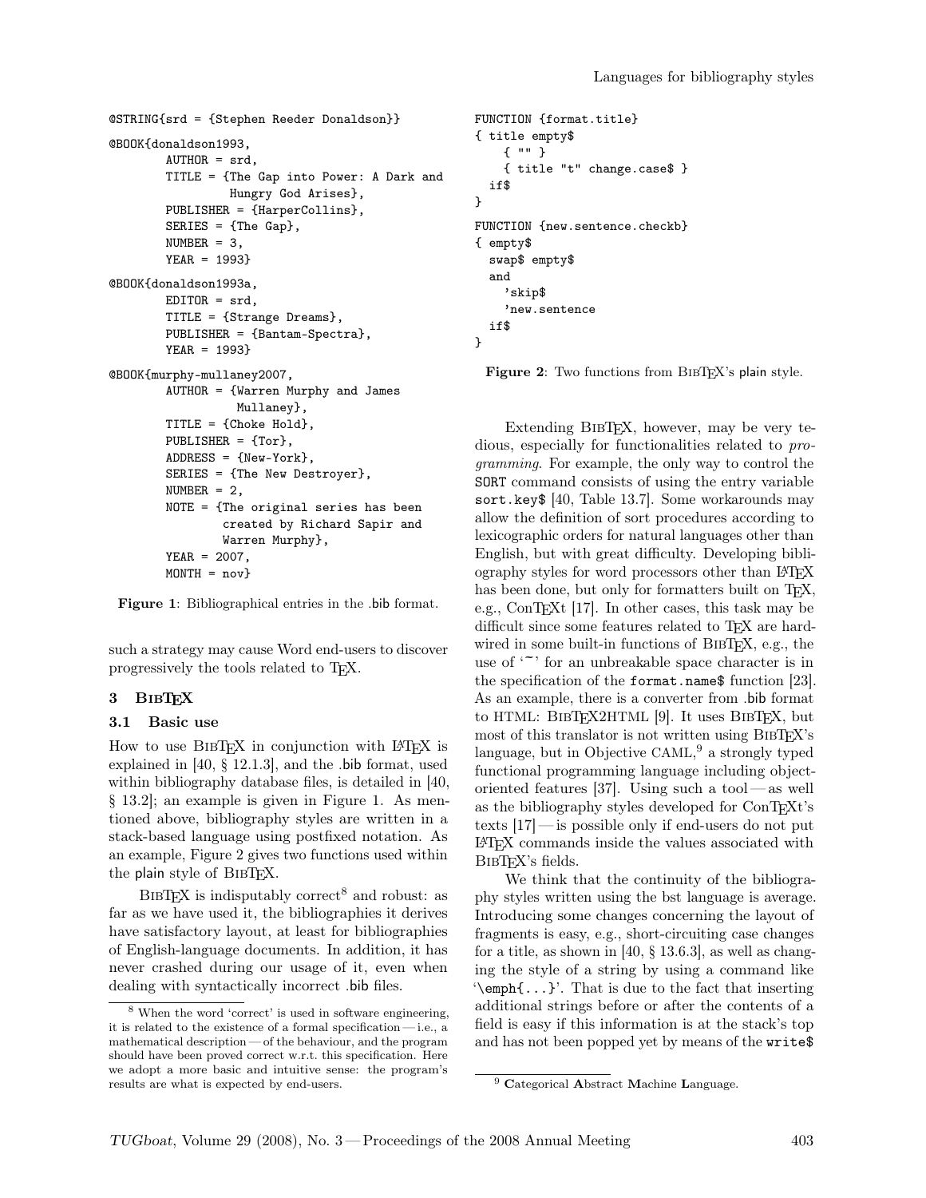```
@STRING{srd = {Stephen Reeder Donaldson}}

@BOOK{donaldson1993,
        AUTHOR = srd,
        TITLE = {The Gap into Power: A Dark and
                 Hungry God Arises},
        PUBLISHER = {HarperCollins},
        SERIES = {The Gap},
        NUMBER = 3,
        YEAR = 1993}

@BOOK{donaldson1993a,
        EDITOR = srd,
        TITLE = {Strange Dreams},
        PUBLISHER = {Bantam-Spectra},
        YEAR = 1993}

@BOOK{murphy-mullaney2007,
        AUTHOR = {Warren Murphy and James
                  Mullaney},
        TITLE = {Choke Hold},
        PUBLISHER = {Tor},
        ADDRESS = {New-York},
        SERIES = {The New Destroyer},
        NUMBER = 2,
        NOTE = {The original series has been
                created by Richard Sapir and
                Warren Murphy},
        YEAR = 2007,
        MONTH = nov}
```

**Figure 1**: Bibliographical entries in the .bib format.

such a strategy may cause Word end-users to discover progressively the tools related to TeX.

## 3 BibTeX

### 3.1 Basic use

How to use BibTeX in conjunction with LaTeX is explained in [40, § 12.1.3], and the .bib format, used within bibliography database files, is detailed in [40, § 13.2]; an example is given in Figure 1. As mentioned above, bibliography styles are written in a stack-based language using postfixed notation. As an example, Figure 2 gives two functions used within the plain style of BibTeX.

BibTeX is indisputably correct[8] and robust: as far as we have used it, the bibliographies it derives have satisfactory layout, at least for bibliographies of English-language documents. In addition, it has never crashed during our usage of it, even when dealing with syntactically incorrect .bib files.

[8] When the word 'correct' is used in software engineering, it is related to the existence of a formal specification — i.e., a mathematical description — of the behaviour, and the program should have been proved correct w.r.t. this specification. Here we adopt a more basic and intuitive sense: the program's results are what is expected by end-users.

```
FUNCTION {format.title}
{ title empty$
    { "" }
    { title "t" change.case$ }
  if$
}

FUNCTION {new.sentence.checkb}
{ empty$
  swap$ empty$
  and
    'skip$
    'new.sentence
  if$
}
```

**Figure 2**: Two functions from BibTeX's plain style.

Extending BibTeX, however, may be very tedious, especially for functionalities related to *programming*. For example, the only way to control the `SORT` command consists of using the entry variable `sort.key$` [40, Table 13.7]. Some workarounds may allow the definition of sort procedures according to lexicographic orders for natural languages other than English, but with great difficulty. Developing bibliography styles for word processors other than LaTeX has been done, but only for formatters built on TeX, e.g., ConTeXt [17]. In other cases, this task may be difficult since some features related to TeX are hardwired in some built-in functions of BibTeX, e.g., the use of '~' for an unbreakable space character is in the specification of the `format.name$` function [23]. As an example, there is a converter from .bib format to HTML: BibTeX2HTML [9]. It uses BibTeX, but most of this translator is not written using BibTeX's language, but in Objective CAML,[9] a strongly typed functional programming language including object-oriented features [37]. Using such a tool — as well as the bibliography styles developed for ConTeXt's texts [17] — is possible only if end-users do not put LaTeX commands inside the values associated with BibTeX's fields.

We think that the continuity of the bibliography styles written using the bst language is average. Introducing some changes concerning the layout of fragments is easy, e.g., short-circuiting case changes for a title, as shown in [40, § 13.6.3], as well as changing the style of a string by using a command like '`\emph{...}`'. That is due to the fact that inserting additional strings before or after the contents of a field is easy if this information is at the stack's top and has not been popped yet by means of the `write$`

[9] **C**ategorical **A**bstract **M**achine **L**anguage.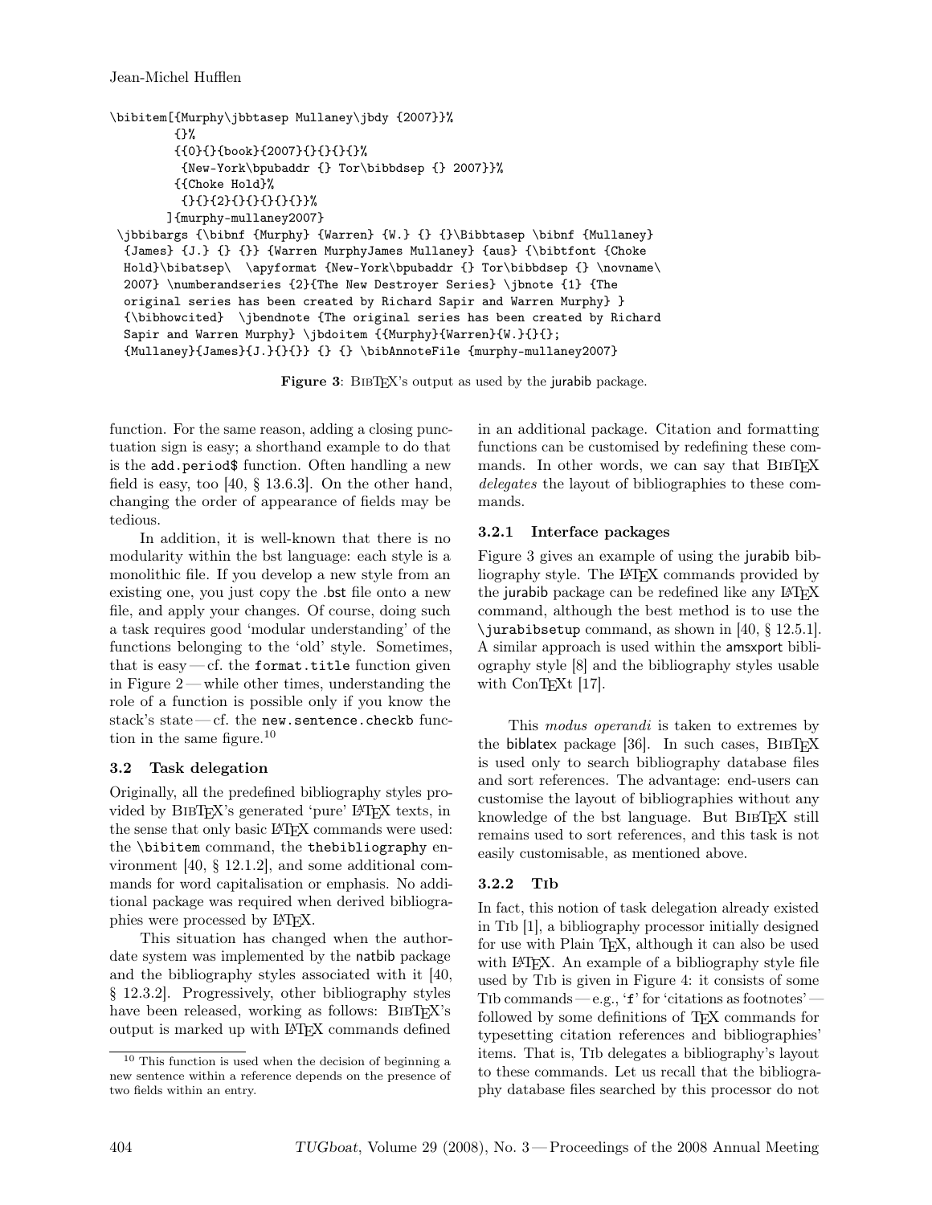```
\bibitem[{Murphy\jbbtasep Mullaney\jbdy {2007}}%
         {}%
         {{0}{}{book}{2007}{}{}{}{}%
          {New-York\bpubaddr {} Tor\bibbdsep {} 2007}}%
         {{Choke Hold}%
          {}{}{2}{}{}{}{}{}}%
        ]{murphy-mullaney2007}
 \jbbibargs {\bibnf {Murphy} {Warren} {W.} {} {}\Bibbtasep \bibnf {Mullaney}
  {James} {J.} {} {}} {Warren MurphyJames Mullaney} {aus} {\bibtfont {Choke
  Hold}\bibatsep\  \apyformat {New-York\bpubaddr {} Tor\bibbdsep {} \novname\
  2007} \numberandseries {2}{The New Destroyer Series} \jbnote {1} {The
  original series has been created by Richard Sapir and Warren Murphy} }
  {\bibhowcited}  \jbendnote {The original series has been created by Richard
  Sapir and Warren Murphy} \jbdoitem {{Murphy}{Warren}{W.}{}{};
  {Mullaney}{James}{J.}{}{}} {} {} \bibAnnoteFile {murphy-mullaney2007}
```

**Figure 3**: BibTeX's output as used by the jurabib package.

function. For the same reason, adding a closing punctuation sign is easy; a shorthand example to do that is the `add.period$` function. Often handling a new field is easy, too [40, § 13.6.3]. On the other hand, changing the order of appearance of fields may be tedious.

In addition, it is well-known that there is no modularity within the bst language: each style is a monolithic file. If you develop a new style from an existing one, you just copy the .bst file onto a new file, and apply your changes. Of course, doing such a task requires good 'modular understanding' of the functions belonging to the 'old' style. Sometimes, that is easy — cf. the `format.title` function given in Figure 2 — while other times, understanding the role of a function is possible only if you know the stack's state — cf. the `new.sentence.checkb` function in the same figure.[10]

### 3.2 Task delegation

Originally, all the predefined bibliography styles provided by BibTeX's generated 'pure' LaTeX texts, in the sense that only basic LaTeX commands were used: the `\bibitem` command, the `thebibliography` environment [40, § 12.1.2], and some additional commands for word capitalisation or emphasis. No additional package was required when derived bibliographies were processed by LaTeX.

This situation has changed when the author-date system was implemented by the natbib package and the bibliography styles associated with it [40, § 12.3.2]. Progressively, other bibliography styles have been released, working as follows: BibTeX's output is marked up with LaTeX commands defined in an additional package. Citation and formatting functions can be customised by redefining these commands. In other words, we can say that BibTeX *delegates* the layout of bibliographies to these commands.

#### 3.2.1 Interface packages

Figure 3 gives an example of using the jurabib bibliography style. The LaTeX commands provided by the jurabib package can be redefined like any LaTeX command, although the best method is to use the `\jurabibsetup` command, as shown in [40, § 12.5.1]. A similar approach is used within the amsxport bibliography style [8] and the bibliography styles usable with ConTeXt [17].

This *modus operandi* is taken to extremes by the biblatex package [36]. In such cases, BibTeX is used only to search bibliography database files and sort references. The advantage: end-users can customise the layout of bibliographies without any knowledge of the bst language. But BibTeX still remains used to sort references, and this task is not easily customisable, as mentioned above.

#### 3.2.2 Tib

In fact, this notion of task delegation already existed in Tib [1], a bibliography processor initially designed for use with Plain TeX, although it can also be used with LaTeX. An example of a bibliography style file used by Tib is given in Figure 4: it consists of some Tib commands — e.g., '`f`' for 'citations as footnotes' — followed by some definitions of TeX commands for typesetting citation references and bibliographies' items. That is, Tib delegates a bibliography's layout to these commands. Let us recall that the bibliography database files searched by this processor do not

[10] This function is used when the decision of beginning a new sentence within a reference depends on the presence of two fields within an entry.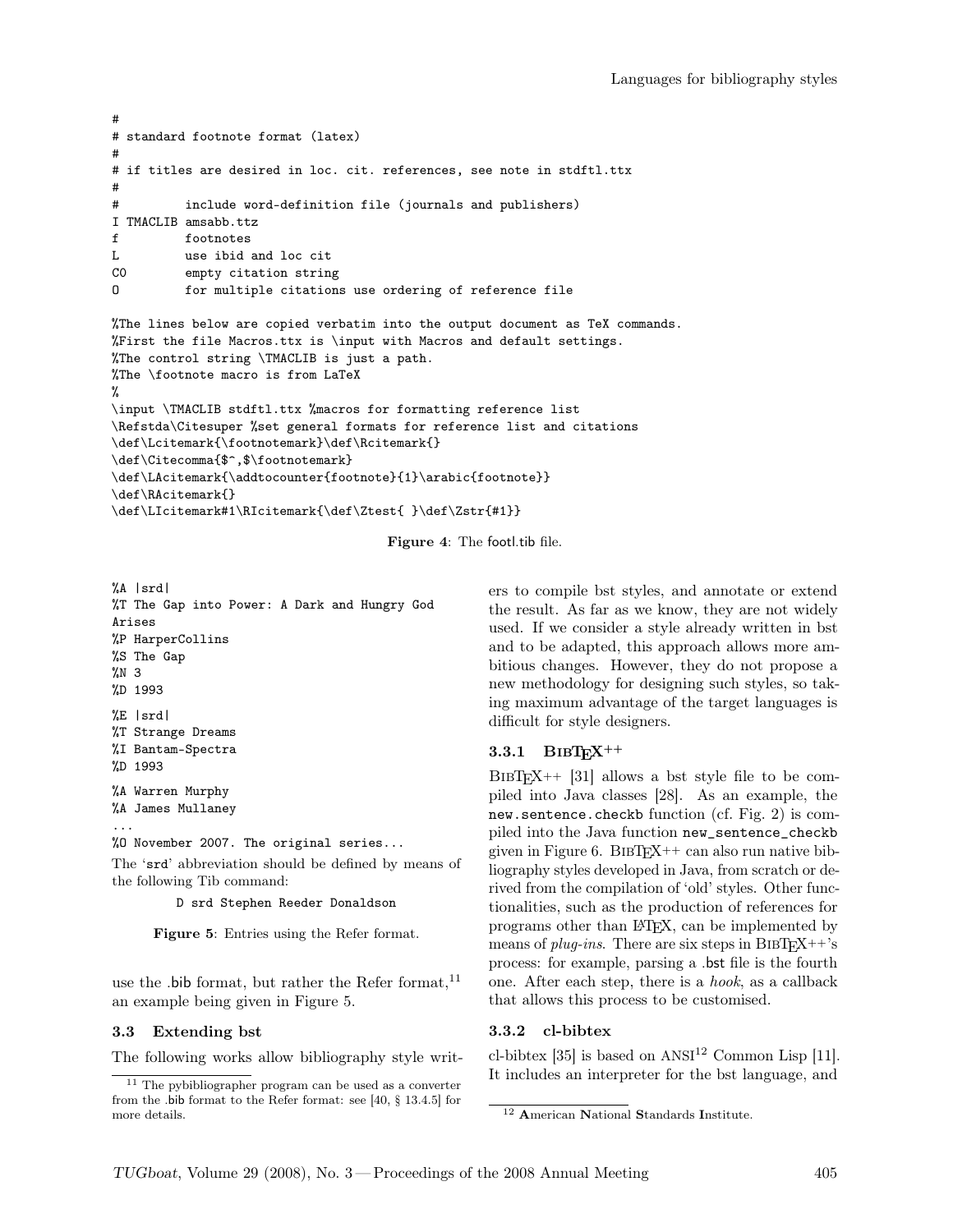```
#
# standard footnote format (latex)
#
# if titles are desired in loc. cit. references, see note in stdftl.ttx
#
#         include word-definition file (journals and publishers)
I TMACLIB amsabb.ttz
f         footnotes
L         use ibid and loc cit
C0        empty citation string
O         for multiple citations use ordering of reference file

%The lines below are copied verbatim into the output document as TeX commands.
%First the file Macros.ttx is \input with Macros and default settings.
%The control string \TMACLIB is just a path.
%The \footnote macro is from LaTeX
%
\input \TMACLIB stdftl.ttx %macros for formatting reference list
\Refstda\Citesuper %set general formats for reference list and citations
\def\Lcitemark{\footnotemark}\def\Rcitemark{}
\def\Citecomma{$^,$\footnotemark}
\def\LAcitemark{\addtocounter{footnote}{1}\arabic{footnote}}
\def\RAcitemark{}
\def\LIcitemark#1\RIcitemark{\def\Ztest{ }\def\Zstr{#1}}
```

**Figure 4**: The footl.tib file.

```
%A |srd|
%T The Gap into Power: A Dark and Hungry God
Arises
%P HarperCollins
%S The Gap
%N 3
%D 1993

%E |srd|
%T Strange Dreams
%I Bantam-Spectra
%D 1993

%A Warren Murphy
%A James Mullaney
...
%O November 2007. The original series...
```

The 'srd' abbreviation should be defined by means of the following Tib command:

```
D srd Stephen Reeder Donaldson
```

**Figure 5**: Entries using the Refer format.

use the .bib format, but rather the Refer format,[11] an example being given in Figure 5.

### 3.3 Extending bst

The following works allow bibliography style writers to compile bst styles, and annotate or extend the result. As far as we know, they are not widely used. If we consider a style already written in bst and to be adapted, this approach allows more ambitious changes. However, they do not propose a new methodology for designing such styles, so taking maximum advantage of the target languages is difficult for style designers.

#### 3.3.1 BibTeX++

BibTeX++ [31] allows a bst style file to be compiled into Java classes [28]. As an example, the `new.sentence.checkb` function (cf. Fig. 2) is compiled into the Java function `new_sentence_checkb` given in Figure 6. BibTeX++ can also run native bibliography styles developed in Java, from scratch or derived from the compilation of 'old' styles. Other functionalities, such as the production of references for programs other than LaTeX, can be implemented by means of *plug-ins*. There are six steps in BibTeX++'s process: for example, parsing a .bst file is the fourth one. After each step, there is a *hook*, as a callback that allows this process to be customised.

#### 3.3.2 cl-bibtex

cl-bibtex [35] is based on ANSI[12] Common Lisp [11]. It includes an interpreter for the bst language, and

[11] The pybibliographer program can be used as a converter from the .bib format to the Refer format: see [40, § 13.4.5] for more details.

[12] **A**merican **N**ational **S**tandards **I**nstitute.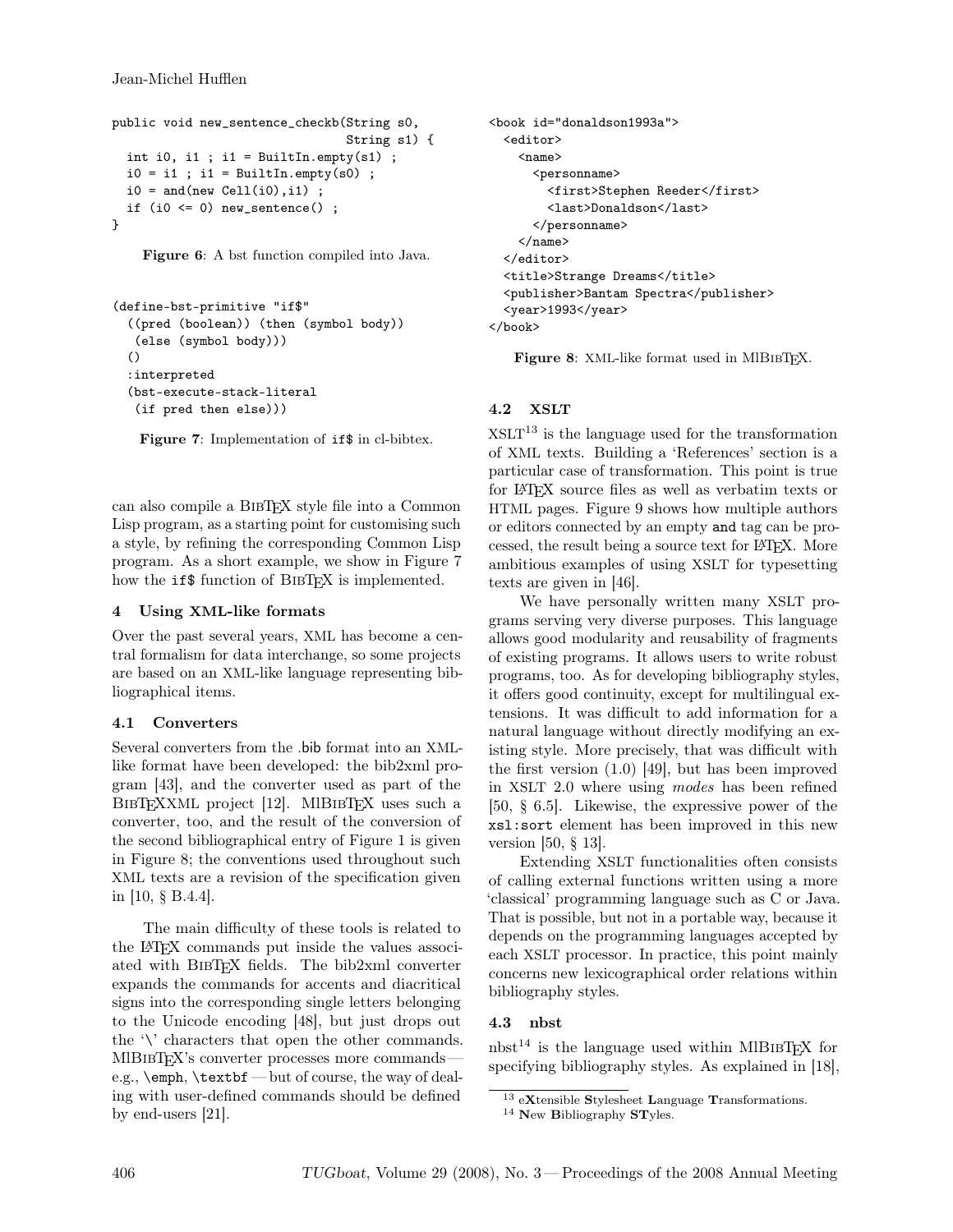```
public void new_sentence_checkb(String s0,
                                String s1) {
  int i0, i1 ; i1 = BuiltIn.empty(s1) ;
  i0 = i1 ; i1 = BuiltIn.empty(s0) ;
  i0 = and(new Cell(i0),i1) ;
  if (i0 <= 0) new_sentence() ;
}
```

**Figure 6**: A bst function compiled into Java.

```
(define-bst-primitive "if$"
  ((pred (boolean)) (then (symbol body))
   (else (symbol body)))
  ()
  :interpreted
  (bst-execute-stack-literal
   (if pred then else)))
```

**Figure 7**: Implementation of `if$` in cl-bibtex.

can also compile a BibTeX style file into a Common Lisp program, as a starting point for customising such a style, by refining the corresponding Common Lisp program. As a short example, we show in Figure 7 how the `if$` function of BibTeX is implemented.

## 4 Using XML-like formats

Over the past several years, XML has become a central formalism for data interchange, so some projects are based on an XML-like language representing bibliographical items.

### 4.1 Converters

Several converters from the .bib format into an XML-like format have been developed: the bib2xml program [43], and the converter used as part of the BibTeXXML project [12]. MlBibTeX uses such a converter, too, and the result of the conversion of the second bibliographical entry of Figure 1 is given in Figure 8; the conventions used throughout such XML texts are a revision of the specification given in [10, § B.4.4].

The main difficulty of these tools is related to the LaTeX commands put inside the values associated with BibTeX fields. The bib2xml converter expands the commands for accents and diacritical signs into the corresponding single letters belonging to the Unicode encoding [48], but just drops out the '\' characters that open the other commands. MlBibTeX's converter processes more commands — e.g., \emph, \textbf — but of course, the way of dealing with user-defined commands should be defined by end-users [21].

```
<book id="donaldson1993a">
  <editor>
    <name>
      <personname>
        <first>Stephen Reeder</first>
        <last>Donaldson</last>
      </personname>
    </name>
  </editor>
  <title>Strange Dreams</title>
  <publisher>Bantam Spectra</publisher>
  <year>1993</year>
</book>
```

**Figure 8**: XML-like format used in MlBibTeX.

### 4.2 XSLT

XSLT[13] is the language used for the transformation of XML texts. Building a 'References' section is a particular case of transformation. This point is true for LaTeX source files as well as verbatim texts or HTML pages. Figure 9 shows how multiple authors or editors connected by an empty `and` tag can be processed, the result being a source text for LaTeX. More ambitious examples of using XSLT for typesetting texts are given in [46].

We have personally written many XSLT programs serving very diverse purposes. This language allows good modularity and reusability of fragments of existing programs. It allows users to write robust programs, too. As for developing bibliography styles, it offers good continuity, except for multilingual extensions. It was difficult to add information for a natural language without directly modifying an existing style. More precisely, that was difficult with the first version (1.0) [49], but has been improved in XSLT 2.0 where using *modes* has been refined [50, § 6.5]. Likewise, the expressive power of the `xsl:sort` element has been improved in this new version [50, § 13].

Extending XSLT functionalities often consists of calling external functions written using a more 'classical' programming language such as C or Java. That is possible, but not in a portable way, because it depends on the programming languages accepted by each XSLT processor. In practice, this point mainly concerns new lexicographical order relations within bibliography styles.

### 4.3 nbst

nbst[14] is the language used within MlBibTeX for specifying bibliography styles. As explained in [18],

[13] e**X**tensible **S**tylesheet **L**anguage **T**ransformations.

[14] **N**ew **B**ibliography **ST**yles.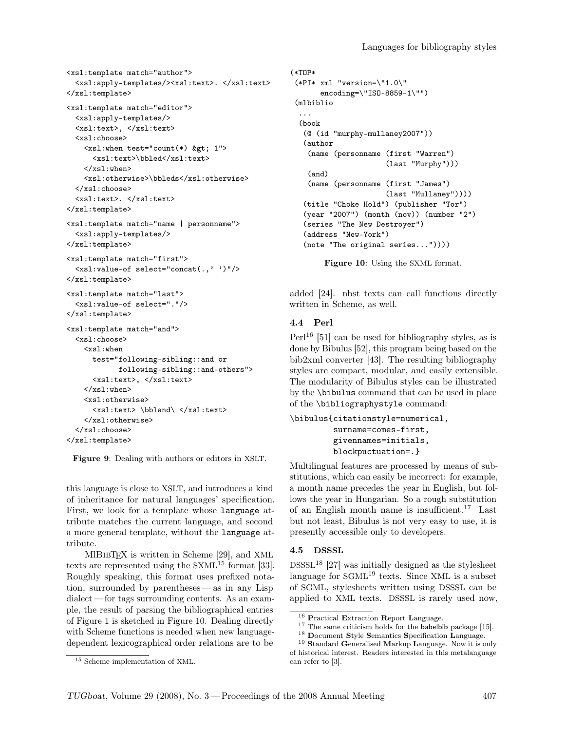```
<xsl:template match="author">
  <xsl:apply-templates/><xsl:text>. </xsl:text>
</xsl:template>

<xsl:template match="editor">
  <xsl:apply-templates/>
  <xsl:text>, </xsl:text>
  <xsl:choose>
    <xsl:when test="count(*) &gt; 1">
      <xsl:text>\bbled</xsl:text>
    </xsl:when>
    <xsl:otherwise>\bbleds</xsl:otherwise>
  </xsl:choose>
  <xsl:text>. </xsl:text>
</xsl:template>

<xsl:template match="name | personname">
  <xsl:apply-templates/>
</xsl:template>

<xsl:template match="first">
  <xsl:value-of select="concat(.,' ')"/>
</xsl:template>

<xsl:template match="last">
  <xsl:value-of select="."/>
</xsl:template>

<xsl:template match="and">
  <xsl:choose>
    <xsl:when
      test="following-sibling::and or
            following-sibling::and-others">
      <xsl:text>, </xsl:text>
    </xsl:when>
    <xsl:otherwise>
      <xsl:text> \bbland\ </xsl:text>
    </xsl:otherwise>
  </xsl:choose>
</xsl:template>
```

**Figure 9**: Dealing with authors or editors in XSLT.

this language is close to XSLT, and introduces a kind of inheritance for natural languages' specification. First, we look for a template whose `language` attribute matches the current language, and second a more general template, without the `language` attribute.

MlBibTeX is written in Scheme [29], and XML texts are represented using the SXML[15] format [33]. Roughly speaking, this format uses prefixed notation, surrounded by parentheses — as in any Lisp dialect — for tags surrounding contents. As an example, the result of parsing the bibliographical entries of Figure 1 is sketched in Figure 10. Dealing directly with Scheme functions is needed when new language-dependent lexicographical order relations are to be added [24]. nbst texts can call functions directly written in Scheme, as well.

```
(*TOP*
 (*PI* xml "version=\"1.0\"
       encoding=\"ISO-8859-1\"")
 (mlbiblio
  ...
  (book
   (@ (id "murphy-mullaney2007"))
   (author
    (name (personname (first "Warren")
                      (last "Murphy")))
    (and)
    (name (personname (first "James")
                      (last "Mullaney"))))
   (title "Choke Hold") (publisher "Tor")
   (year "2007") (month (nov)) (number "2")
   (series "The New Destroyer")
   (address "New-York")
   (note "The original series..."))))
```

**Figure 10**: Using the SXML format.

### 4.4 Perl

Perl[16] [51] can be used for bibliography styles, as is done by Bibulus [52], this program being based on the bib2xml converter [43]. The resulting bibliography styles are compact, modular, and easily extensible. The modularity of Bibulus styles can be illustrated by the `\bibulus` command that can be used in place of the `\bibliographystyle` command:

```
\bibulus{citationstyle=numerical,
         surname=comes-first,
         givennames=initials,
         blockpuctuation=.}
```

Multilingual features are processed by means of substitutions, which can easily be incorrect: for example, a month name precedes the year in English, but follows the year in Hungarian. So a rough substitution of an English month name is insufficient.[17] Last but not least, Bibulus is not very easy to use, it is presently accessible only to developers.

### 4.5 DSSSL

DSSSL[18] [27] was initially designed as the stylesheet language for SGML[19] texts. Since XML is a subset of SGML, stylesheets written using DSSSL can be applied to XML texts. DSSSL is rarely used now,

[15] Scheme implementation of XML.

[16] **P**ractical **E**xtraction **R**eport **L**anguage.

[17] The same criticism holds for the babelbib package [15].

[18] **D**ocument **S**tyle **S**emantics **S**pecification **L**anguage.

[19] **S**tandard **G**eneralised **M**arkup **L**anguage. Now it is only of historical interest. Readers interested in this metalanguage can refer to [3].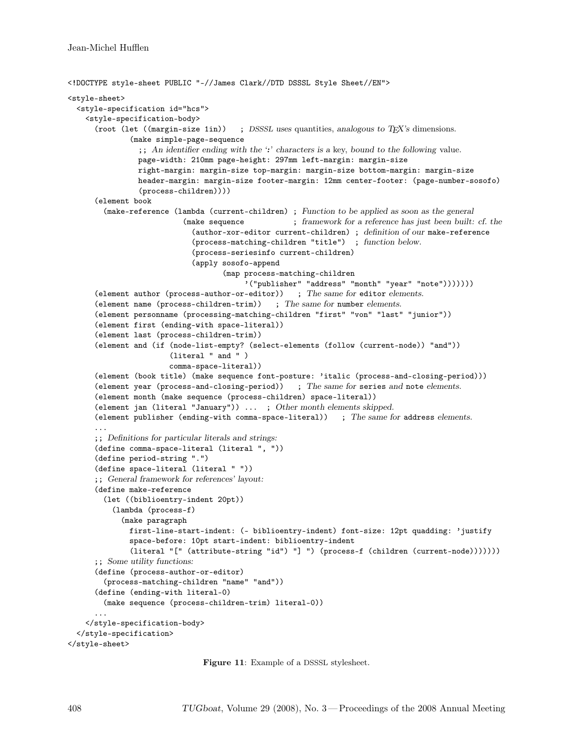```
<!DOCTYPE style-sheet PUBLIC "-//James Clark//DTD DSSSL Style Sheet//EN">
<style-sheet>
  <style-specification id="hcs">
    <style-specification-body>
      (root (let ((margin-size 1in))   ; DSSSL uses quantities, analogous to TeX's dimensions.
              (make simple-page-sequence
                ;; An identifier ending with the ':' characters is a key, bound to the following value.
                page-width: 210mm page-height: 297mm left-margin: margin-size
                right-margin: margin-size top-margin: margin-size bottom-margin: margin-size
                header-margin: margin-size footer-margin: 12mm center-footer: (page-number-sosofo)
                (process-children))))
      (element book
        (make-reference (lambda (current-children) ; Function to be applied as soon as the general
                          (make sequence            ; framework for a reference has just been built: cf. the
                            (author-xor-editor current-children) ; definition of our make-reference
                            (process-matching-children "title")  ; function below.
                            (process-seriesinfo current-children)
                            (apply sosofo-append
                                   (map process-matching-children
                                        '("publisher" "address" "month" "year" "note")))))))
      (element author (process-author-or-editor))   ; The same for editor elements.
      (element name (process-children-trim))   ; The same for number elements.
      (element personname (processing-matching-children "first" "von" "last" "junior"))
      (element first (ending-with space-literal))
      (element last (process-children-trim))
      (element and (if (node-list-empty? (select-elements (follow (current-node)) "and"))
                       (literal " and " )
                       comma-space-literal))
      (element (book title) (make sequence font-posture: 'italic (process-and-closing-period)))
      (element year (process-and-closing-period))   ; The same for series and note elements.
      (element month (make sequence (process-children) space-literal))
      (element jan (literal "January")) ...  ; Other month elements skipped.
      (element publisher (ending-with comma-space-literal))   ; The same for address elements.
      ...
      ;; Definitions for particular literals and strings:
      (define comma-space-literal (literal ", "))
      (define period-string ".")
      (define space-literal (literal " "))
      ;; General framework for references' layout:
      (define make-reference
        (let ((biblioentry-indent 20pt))
          (lambda (process-f)
            (make paragraph
              first-line-start-indent: (- biblioentry-indent) font-size: 12pt quadding: 'justify
              space-before: 10pt start-indent: biblioentry-indent
              (literal "[" (attribute-string "id") "] ") (process-f (children (current-node)))))))
      ;; Some utility functions:
      (define (process-author-or-editor)
        (process-matching-children "name" "and"))
      (define (ending-with literal-0)
        (make sequence (process-children-trim) literal-0))
      ...
    </style-specification-body>
  </style-specification>
</style-sheet>
```

**Figure 11**: Example of a DSSSL stylesheet.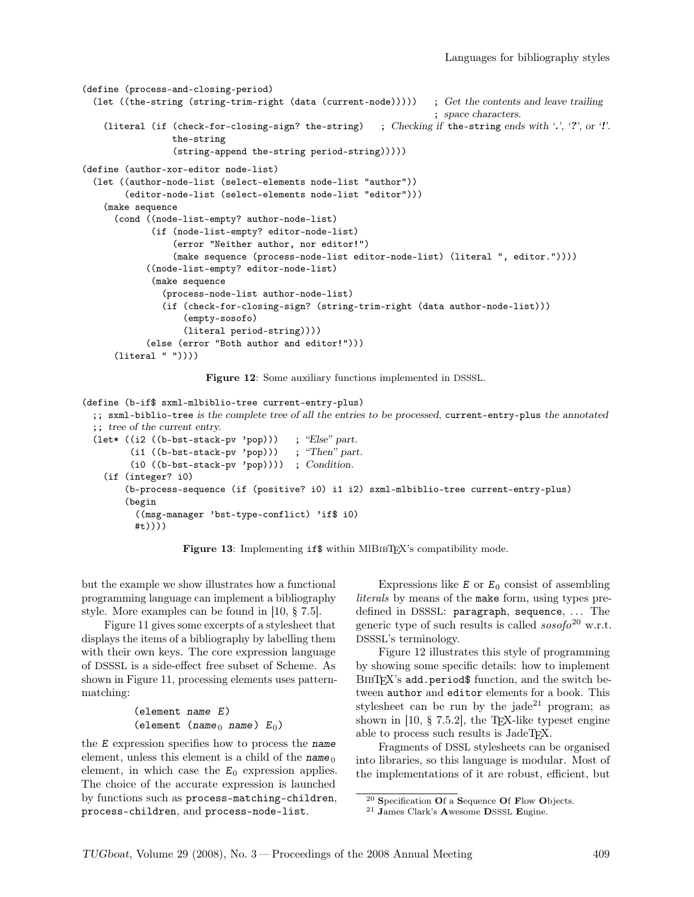```
(define (process-and-closing-period)
  (let ((the-string (string-trim-right (data (current-node)))))   ; Get the contents and leave trailing
                                                                   ; space characters.
    (literal (if (check-for-closing-sign? the-string)   ; Checking if the-string ends with '.', '?', or '!'.
                 the-string
                 (string-append the-string period-string)))))

(define (author-xor-editor node-list)
  (let ((author-node-list (select-elements node-list "author"))
        (editor-node-list (select-elements node-list "editor")))
    (make sequence
      (cond ((node-list-empty? author-node-list)
             (if (node-list-empty? editor-node-list)
                 (error "Neither author, nor editor!")
                 (make sequence (process-node-list editor-node-list) (literal ", editor."))))
            ((node-list-empty? editor-node-list)
             (make sequence
               (process-node-list author-node-list)
               (if (check-for-closing-sign? (string-trim-right (data author-node-list)))
                   (empty-sosofo)
                   (literal period-string))))
            (else (error "Both author and editor!")))
      (literal " "))))
```

**Figure 12**: Some auxiliary functions implemented in DSSSL.

```
(define (b-if$ sxml-mlbiblio-tree current-entry-plus)
  ;; sxml-biblio-tree is the complete tree of all the entries to be processed, current-entry-plus the annotated
  ;; tree of the current entry.
  (let* ((i2 ((b-bst-stack-pv 'pop)))   ; "Else" part.
         (i1 ((b-bst-stack-pv 'pop)))   ; "Then" part.
         (i0 ((b-bst-stack-pv 'pop))))  ; Condition.
    (if (integer? i0)
        (b-process-sequence (if (positive? i0) i1 i2) sxml-mlbiblio-tree current-entry-plus)
        (begin
          ((msg-manager 'bst-type-conflict) 'if$ i0)
          #t))))
```

**Figure 13**: Implementing `if$` within MlBibTeX's compatibility mode.

but the example we show illustrates how a functional programming language can implement a bibliography style. More examples can be found in [10, § 7.5].

Figure 11 gives some excerpts of a stylesheet that displays the items of a bibliography by labelling them with their own keys. The core expression language of DSSSL is a side-effect free subset of Scheme. As shown in Figure 11, processing elements uses pattern-matching:

```
(element name E)
(element (name0 name) E0)
```

the $E$ expression specifies how to process the *name* element, unless this element is a child of the $name_0$ element, in which case the $E_0$ expression applies. The choice of the accurate expression is launched by functions such as `process-matching-children`, `process-children`, and `process-node-list`.

Expressions like $E$ or $E_0$ consist of assembling *literals* by means of the `make` form, using types predefined in DSSSL: `paragraph`, `sequence`, ... The generic type of such results is called *sosofo*[20] w.r.t. DSSSL's terminology.

Figure 12 illustrates this style of programming by showing some specific details: how to implement BibTeX's `add.period$` function, and the switch between `author` and `editor` elements for a book. This stylesheet can be run by the jade[21] program; as shown in [10, § 7.5.2], the TeX-like typeset engine able to process such results is JadeTeX.

Fragments of DSSL stylesheets can be organised into libraries, so this language is modular. Most of the implementations of it are robust, efficient, but

[20] **S**pecification **O**f a **S**equence **O**f **F**low **O**bjects.

[21] **J**ames Clark's **A**wesome **D**SSSL **E**ngine.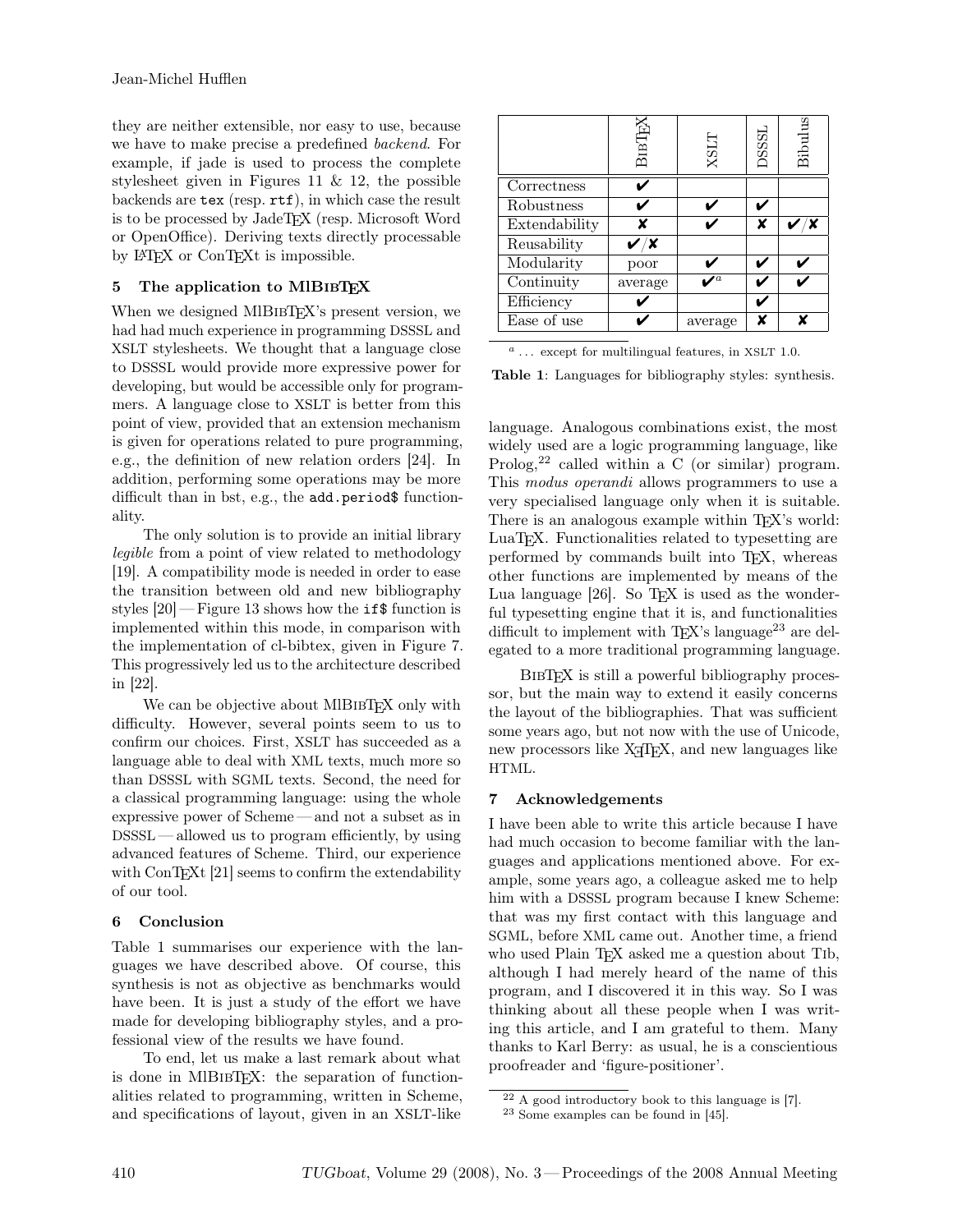they are neither extensible, nor easy to use, because we have to make precise a predefined *backend*. For example, if jade is used to process the complete stylesheet given in Figures 11 & 12, the possible backends are `tex` (resp. `rtf`), in which case the result is to be processed by JadeTeX (resp. Microsoft Word or OpenOffice). Deriving texts directly processable by LaTeX or ConTeXt is impossible.

## 5 The application to MlBibTeX

When we designed MlBibTeX's present version, we had had much experience in programming DSSSL and XSLT stylesheets. We thought that a language close to DSSSL would provide more expressive power for developing, but would be accessible only for programmers. A language close to XSLT is better from this point of view, provided that an extension mechanism is given for operations related to pure programming, e.g., the definition of new relation orders [24]. In addition, performing some operations may be more difficult than in bst, e.g., the `add.period$` functionality.

The only solution is to provide an initial library *legible* from a point of view related to methodology [19]. A compatibility mode is needed in order to ease the transition between old and new bibliography styles [20] — Figure 13 shows how the `if$` function is implemented within this mode, in comparison with the implementation of cl-bibtex, given in Figure 7. This progressively led us to the architecture described in [22].

We can be objective about MlBibTeX only with difficulty. However, several points seem to us to confirm our choices. First, XSLT has succeeded as a language able to deal with XML texts, much more so than DSSSL with SGML texts. Second, the need for a classical programming language: using the whole expressive power of Scheme — and not a subset as in DSSSL — allowed us to program efficiently, by using advanced features of Scheme. Third, our experience with ConTeXt [21] seems to confirm the extendability of our tool.

## 6 Conclusion

Table 1 summarises our experience with the languages we have described above. Of course, this synthesis is not as objective as benchmarks would have been. It is just a study of the effort we have made for developing bibliography styles, and a professional view of the results we have found.

To end, let us make a last remark about what is done in MlBibTeX: the separation of functionalities related to programming, written in Scheme, and specifications of layout, given in an XSLT-like language. Analogous combinations exist, the most widely used are a logic programming language, like Prolog,[22] called within a C (or similar) program. This *modus operandi* allows programmers to use a very specialised language only when it is suitable. There is an analogous example within TeX's world: LuaTeX. Functionalities related to typesetting are performed by commands built into TeX, whereas other functions are implemented by means of the Lua language [26]. So TeX is used as the wonderful typesetting engine that it is, and functionalities difficult to implement with TeX's language[23] are delegated to a more traditional programming language.

| | BibTeX | XSLT | DSSSL | Bibulus |
|---|---|---|---|---|
| Correctness | ✔ | | | |
| Robustness | ✔ | ✔ | ✔ | |
| Extendability | ✘ | ✔ | ✘ | ✔/✘ |
| Reusability | ✔/✘ | | | |
| Modularity | poor | ✔ | ✔ | ✔ |
| Continuity | average | ✔[a] | ✔ | ✔ |
| Efficiency | ✔ | | ✔ | |
| Ease of use | ✔ | average | ✘ | ✘ |

[a] ... except for multilingual features, in XSLT 1.0.

**Table 1**: Languages for bibliography styles: synthesis.

BibTeX is still a powerful bibliography processor, but the main way to extend it easily concerns the layout of the bibliographies. That was sufficient some years ago, but not now with the use of Unicode, new processors like XeTeX, and new languages like HTML.

## 7 Acknowledgements

I have been able to write this article because I have had much occasion to become familiar with the languages and applications mentioned above. For example, some years ago, a colleague asked me to help him with a DSSSL program because I knew Scheme: that was my first contact with this language and SGML, before XML came out. Another time, a friend who used Plain TeX asked me a question about Tib, although I had merely heard of the name of this program, and I discovered it in this way. So I was thinking about all these people when I was writing this article, and I am grateful to them. Many thanks to Karl Berry: as usual, he is a conscientious proofreader and 'figure-positioner'.

[22] A good introductory book to this language is [7].

[23] Some examples can be found in [45].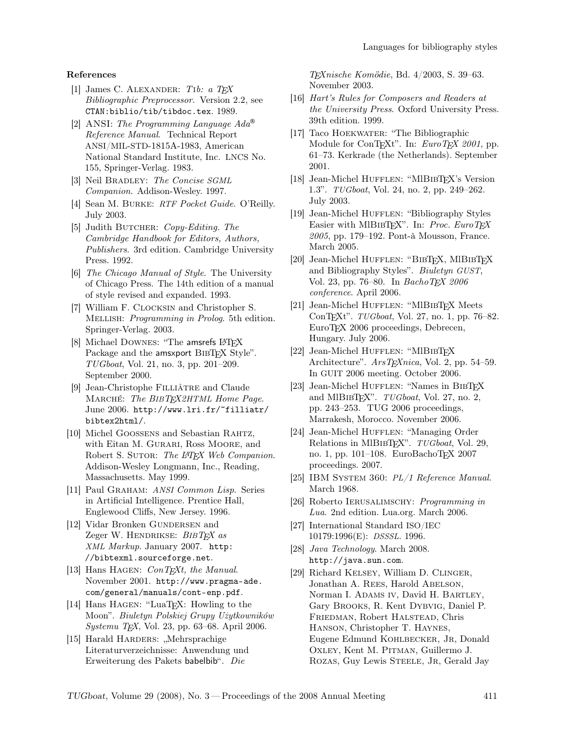## References

[1] James C. Alexander: *Tib: a TeX Bibliographic Preprocessor*. Version 2.2, see CTAN:biblio/tib/tibdoc.tex. 1989.

[2] ANSI: *The Programming Language Ada® Reference Manual*. Technical Report ANSI/MIL-STD-1815A-1983, American National Standard Institute, Inc. LNCS No. 155, Springer-Verlag. 1983.

[3] Neil Bradley: *The Concise SGML Companion*. Addison-Wesley. 1997.

[4] Sean M. Burke: *RTF Pocket Guide*. O'Reilly. July 2003.

[5] Judith Butcher: *Copy-Editing. The Cambridge Handbook for Editors, Authors, Publishers*. 3rd edition. Cambridge University Press. 1992.

[6] *The Chicago Manual of Style*. The University of Chicago Press. The 14th edition of a manual of style revised and expanded. 1993.

[7] William F. Clocksin and Christopher S. Mellish: *Programming in Prolog*. 5th edition. Springer-Verlag. 2003.

[8] Michael Downes: "The amsrefs LaTeX Package and the amsxport BibTeX Style". *TUGboat*, Vol. 21, no. 3, pp. 201–209. September 2000.

[9] Jean-Christophe Filliâtre and Claude Marché: *The BibTeX2HTML Home Page*. June 2006. http://www.lri.fr/~filliatr/bibtex2html/.

[10] Michel Goossens and Sebastian Rahtz, with Eitan M. Gurari, Ross Moore, and Robert S. Sutor: *The LaTeX Web Companion*. Addison-Wesley Longmann, Inc., Reading, Massachusetts. May 1999.

[11] Paul Graham: *ANSI Common Lisp*. Series in Artificial Intelligence. Prentice Hall, Englewood Cliffs, New Jersey. 1996.

[12] Vidar Bronken Gundersen and Zeger W. Hendrikse: *BibTeX as XML Markup*. January 2007. http://bibtexml.sourceforge.net.

[13] Hans Hagen: *ConTeXt, the Manual*. November 2001. http://www.pragma-ade.com/general/manuals/cont-enp.pdf.

[14] Hans Hagen: "LuaTeX: Howling to the Moon". *Biuletyn Polskiej Grupy Użytkowników Systemu TeX*, Vol. 23, pp. 63–68. April 2006.

[15] Harald Harders: „Mehrsprachige Literaturverzeichnisse: Anwendung und Erweiterung des Pakets babelbib". *Die TeXnische Komödie*, Bd. 4/2003, S. 39–63. November 2003.

[16] *Hart's Rules for Composers and Readers at the University Press*. Oxford University Press. 39th edition. 1999.

[17] Taco Hoekwater: "The Bibliographic Module for ConTeXt". In: *EuroTeX 2001*, pp. 61–73. Kerkrade (the Netherlands). September 2001.

[18] Jean-Michel Hufflen: "MlBibTeX's Version 1.3". *TUGboat*, Vol. 24, no. 2, pp. 249–262. July 2003.

[19] Jean-Michel Hufflen: "Bibliography Styles Easier with MlBibTeX". In: *Proc. EuroTeX 2005*, pp. 179–192. Pont-à Mousson, France. March 2005.

[20] Jean-Michel Hufflen: "BibTeX, MlBibTeX and Bibliography Styles". *Biuletyn GUST*, Vol. 23, pp. 76–80. In *BachoTeX 2006 conference*. April 2006.

[21] Jean-Michel Hufflen: "MlBibTeX Meets ConTeXt". *TUGboat*, Vol. 27, no. 1, pp. 76–82. EuroTeX 2006 proceedings, Debrecen, Hungary. July 2006.

[22] Jean-Michel Hufflen: "MlBibTeX Architecture". *ArsTeXnica*, Vol. 2, pp. 54–59. In GUIT 2006 meeting. October 2006.

[23] Jean-Michel Hufflen: "Names in BibTeX and MlBibTeX". *TUGboat*, Vol. 27, no. 2, pp. 243–253. TUG 2006 proceedings, Marrakesh, Morocco. November 2006.

[24] Jean-Michel Hufflen: "Managing Order Relations in MlBibTeX". *TUGboat*, Vol. 29, no. 1, pp. 101–108. EuroBachoTeX 2007 proceedings. 2007.

[25] IBM System 360: *PL/1 Reference Manual*. March 1968.

[26] Roberto Ierusalimschy: *Programming in Lua*. 2nd edition. Lua.org. March 2006.

[27] International Standard ISO/IEC 10179:1996(E): *DSSSL*. 1996.

[28] *Java Technology*. March 2008. http://java.sun.com.

[29] Richard Kelsey, William D. Clinger, Jonathan A. Rees, Harold Abelson, Norman I. Adams iv, David H. Bartley, Gary Brooks, R. Kent Dybvig, Daniel P. Friedman, Robert Halstead, Chris Hanson, Christopher T. Haynes, Eugene Edmund Kohlbecker, Jr, Donald Oxley, Kent M. Pitman, Guillermo J. Rozas, Guy Lewis Steele, Jr, Gerald Jay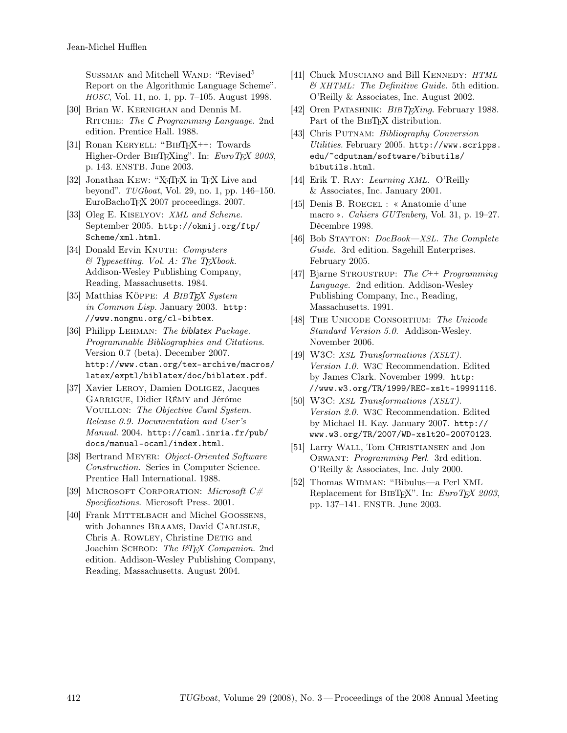SUSSMAN and Mitchell WAND: "Revised[5] Report on the Algorithmic Language Scheme". *HOSC*, Vol. 11, no. 1, pp. 7–105. August 1998.

[30] Brian W. KERNIGHAN and Dennis M. RITCHIE: *The C Programming Language*. 2nd edition. Prentice Hall. 1988.

[31] Ronan KERYELL: "BIBTEX++: Towards Higher-Order BIBTEXing". In: *EuroTEX 2003*, p. 143. ENSTB. June 2003.

[32] Jonathan KEW: "XeTEX in TEX Live and beyond". *TUGboat*, Vol. 29, no. 1, pp. 146–150. EuroBachoTEX 2007 proceedings. 2007.

[33] Oleg E. KISELYOV: *XML and Scheme*. September 2005. http://okmij.org/ftp/Scheme/xml.html.

[34] Donald Ervin KNUTH: *Computers & Typesetting. Vol. A: The TEXbook*. Addison-Wesley Publishing Company, Reading, Massachusetts. 1984.

[35] Matthias KÖPPE: *A BIBTEX System in Common Lisp*. January 2003. http://www.nongnu.org/cl-bibtex.

[36] Philipp LEHMAN: *The biblatex Package. Programmable Bibliographies and Citations*. Version 0.7 (beta). December 2007. http://www.ctan.org/tex-archive/macros/latex/exptl/biblatex/doc/biblatex.pdf.

[37] Xavier LEROY, Damien DOLIGEZ, Jacques GARRIGUE, Didier RÉMY and Jérôme VOUILLON: *The Objective Caml System. Release 0.9. Documentation and User's Manual*. 2004. http://caml.inria.fr/pub/docs/manual-ocaml/index.html.

[38] Bertrand MEYER: *Object-Oriented Software Construction*. Series in Computer Science. Prentice Hall International. 1988.

[39] MICROSOFT CORPORATION: *Microsoft C# Specifications*. Microsoft Press. 2001.

[40] Frank MITTELBACH and Michel GOOSSENS, with Johannes BRAAMS, David CARLISLE, Chris A. ROWLEY, Christine DETIG and Joachim SCHROD: *The LATEX Companion*. 2nd edition. Addison-Wesley Publishing Company, Reading, Massachusetts. August 2004.

[41] Chuck MUSCIANO and Bill KENNEDY: *HTML & XHTML: The Definitive Guide*. 5th edition. O'Reilly & Associates, Inc. August 2002.

[42] Oren PATASHNIK: *BIBTEXing*. February 1988. Part of the BIBTEX distribution.

[43] Chris PUTNAM: *Bibliography Conversion Utilities*. February 2005. http://www.scripps.edu/~cdputnam/software/bibutils/bibutils.html.

[44] Erik T. RAY: *Learning XML*. O'Reilly & Associates, Inc. January 2001.

[45] Denis B. ROEGEL : « Anatomie d'une macro ». *Cahiers GUTenberg*, Vol. 31, p. 19–27. Décembre 1998.

[46] Bob STAYTON: *DocBook—XSL. The Complete Guide*. 3rd edition. Sagehill Enterprises. February 2005.

[47] Bjarne STROUSTRUP: *The C++ Programming Language*. 2nd edition. Addison-Wesley Publishing Company, Inc., Reading, Massachusetts. 1991.

[48] THE UNICODE CONSORTIUM: *The Unicode Standard Version 5.0*. Addison-Wesley. November 2006.

[49] W3C: *XSL Transformations (XSLT). Version 1.0*. W3C Recommendation. Edited by James Clark. November 1999. http://www.w3.org/TR/1999/REC-xslt-19991116.

[50] W3C: *XSL Transformations (XSLT). Version 2.0*. W3C Recommendation. Edited by Michael H. Kay. January 2007. http://www.w3.org/TR/2007/WD-xslt20-20070123.

[51] Larry WALL, Tom CHRISTIANSEN and Jon ORWANT: *Programming Perl*. 3rd edition. O'Reilly & Associates, Inc. July 2000.

[52] Thomas WIDMAN: "Bibulus—a Perl XML Replacement for BIBTEX". In: *EuroTEX 2003*, pp. 137–141. ENSTB. June 2003.